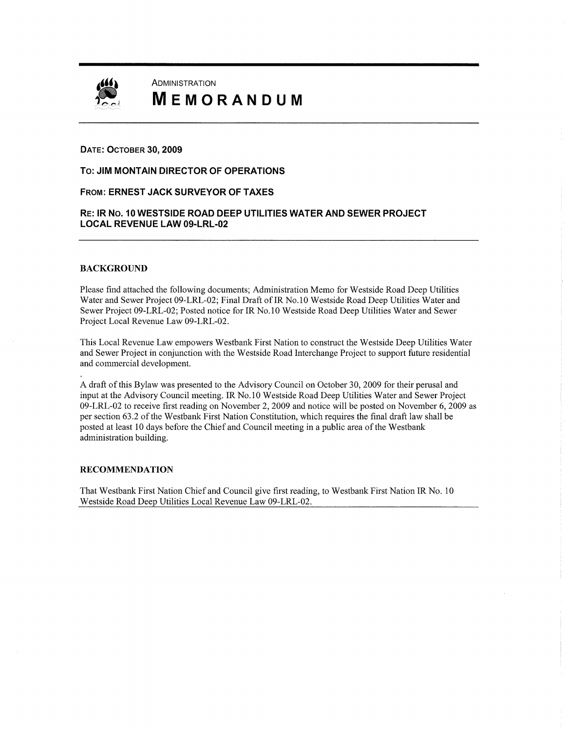Administration

# Memorandum

**Date: October 30, 2009**

**To: JIM MONTAIN DIRECTOR OF OPERATIONS**

**From: ERNEST JACK SURVEYOR OF TAXES**

**Re: IR No. 10 WESTSIDE ROAD DEEP UTILITIES WATER AND SEWER PROJECT LOCAL REVENUE LAW 09-LRL-02**

## BACKGROUND

Please find attached the following documents; Administration Memo for Westside Road Deep Utilities Water and Sewer Project 09-LRL-02; Final Draft of IR No.10 Westside Road Deep Utilities Water and Sewer Project 09-LRL-02; Posted notice for IR No.10 Westside Road Deep Utilities Water and Sewer Project Local Revenue Law 09-LRL-02.

This Local Revenue Law empowers Westbank First Nation to construct the Westside Deep Utilities Water and Sewer Project in conjunction with the Westside Road Interchange Project to support future residential and commercial development.

A draft of this Bylaw was presented to the Advisory Council on October 30, 2009 for their perusal and input at the Advisory Council meeting. IR No.10 Westside Road Deep Utilities Water and Sewer Project 09-LRL-02 to receive first reading on November 2, 2009 and notice will be posted on November 6, 2009 as per section 63.2 of the Westbank First Nation Constitution, which requires the final draft law shall be posted at least 10 days before the Chief and Council meeting in a public area of the Westbank administration building.

## RECOMMENDATION

That Westbank First Nation Chief and Council give first reading, to Westbank First Nation IR No. 10 Westside Road Deep Utilities Local Revenue Law 09-LRL-02.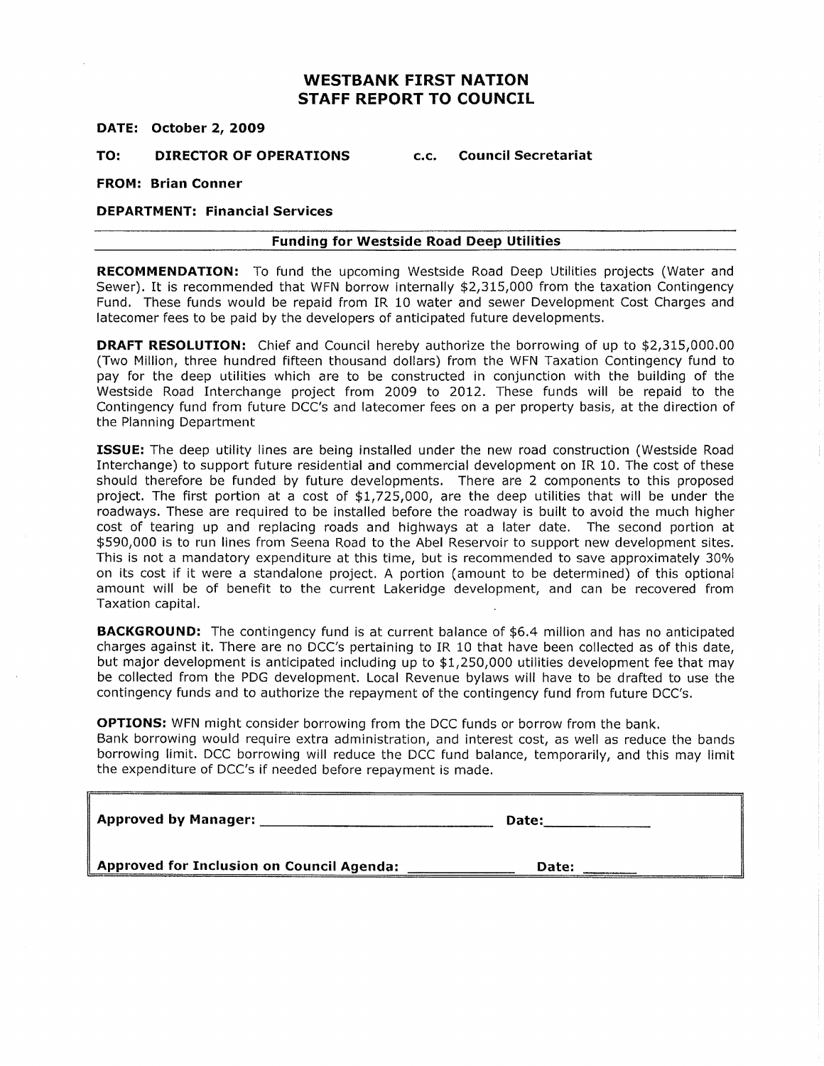# WESTBANK FIRST NATION
# STAFF REPORT TO COUNCIL

**DATE: October 2, 2009**

**TO: DIRECTOR OF OPERATIONS** c.c. **Council Secretariat**

**FROM: Brian Conner**

**DEPARTMENT: Financial Services**

---

**Funding for Westside Road Deep Utilities**

---

**RECOMMENDATION:** To fund the upcoming Westside Road Deep Utilities projects (Water and Sewer). It is recommended that WFN borrow internally $2,315,000 from the taxation Contingency Fund. These funds would be repaid from IR 10 water and sewer Development Cost Charges and latecomer fees to be paid by the developers of anticipated future developments.

**DRAFT RESOLUTION:** Chief and Council hereby authorize the borrowing of up to $2,315,000.00 (Two Million, three hundred fifteen thousand dollars) from the WFN Taxation Contingency fund to pay for the deep utilities which are to be constructed in conjunction with the building of the Westside Road Interchange project from 2009 to 2012. These funds will be repaid to the Contingency fund from future DCC's and latecomer fees on a per property basis, at the direction of the Planning Department

**ISSUE:** The deep utility lines are being installed under the new road construction (Westside Road Interchange) to support future residential and commercial development on IR 10. The cost of these should therefore be funded by future developments. There are 2 components to this proposed project. The first portion at a cost of $1,725,000, are the deep utilities that will be under the roadways. These are required to be installed before the roadway is built to avoid the much higher cost of tearing up and replacing roads and highways at a later date. The second portion at $590,000 is to run lines from Seena Road to the Abel Reservoir to support new development sites. This is not a mandatory expenditure at this time, but is recommended to save approximately 30% on its cost if it were a standalone project. A portion (amount to be determined) of this optional amount will be of benefit to the current Lakeridge development, and can be recovered from Taxation capital.

**BACKGROUND:** The contingency fund is at current balance of $6.4 million and has no anticipated charges against it. There are no DCC's pertaining to IR 10 that have been collected as of this date, but major development is anticipated including up to $1,250,000 utilities development fee that may be collected from the PDG development. Local Revenue bylaws will have to be drafted to use the contingency funds and to authorize the repayment of the contingency fund from future DCC's.

**OPTIONS:** WFN might consider borrowing from the DCC funds or borrow from the bank.
Bank borrowing would require extra administration, and interest cost, as well as reduce the bands borrowing limit. DCC borrowing will reduce the DCC fund balance, temporarily, and this may limit the expenditure of DCC's if needed before repayment is made.

| | |
|---|---|
| **Approved by Manager:** ______________________ | **Date:**__________ |
| **Approved for Inclusion on Council Agenda:** __________ | **Date:** ______ |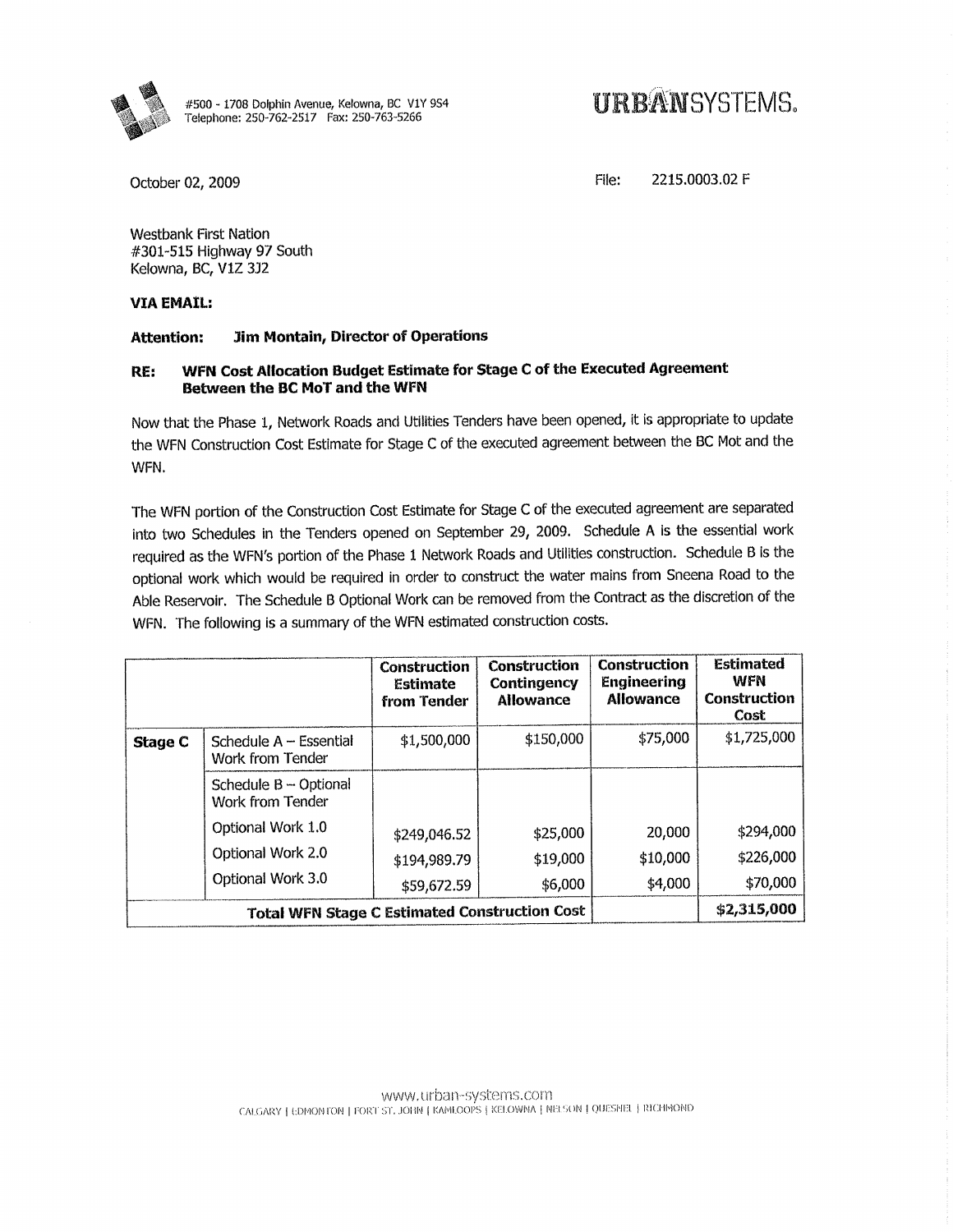#500 - 1708 Dolphin Avenue, Kelowna, BC V1Y 9S4
Telephone: 250-762-2517 Fax: 250-763-5266

**URBANSYSTEMS.**

October 02, 2009

File: 2215.0003.02 F

Westbank First Nation
#301-515 Highway 97 South
Kelowna, BC, V1Z 3J2

**VIA EMAIL:**

**Attention: Jim Montain, Director of Operations**

**RE: WFN Cost Allocation Budget Estimate for Stage C of the Executed Agreement Between the BC MoT and the WFN**

Now that the Phase 1, Network Roads and Utilities Tenders have been opened, it is appropriate to update the WFN Construction Cost Estimate for Stage C of the executed agreement between the BC Mot and the WFN.

The WFN portion of the Construction Cost Estimate for Stage C of the executed agreement are separated into two Schedules in the Tenders opened on September 29, 2009. Schedule A is the essential work required as the WFN's portion of the Phase 1 Network Roads and Utilities construction. Schedule B is the optional work which would be required in order to construct the water mains from Sneena Road to the Able Reservoir. The Schedule B Optional Work can be removed from the Contract as the discretion of the WFN. The following is a summary of the WFN estimated construction costs.

| | | Construction Estimate from Tender | Construction Contingency Allowance | Construction Engineering Allowance | Estimated WFN Construction Cost |
|---|---|---|---|---|---|
| **Stage C** | Schedule A – Essential Work from Tender | $1,500,000 | $150,000 | $75,000 | $1,725,000 |
| | Schedule B – Optional Work from Tender | | | | |
| | Optional Work 1.0 | $249,046.52 | $25,000 | 20,000 | $294,000 |
| | Optional Work 2.0 | $194,989.79 | $19,000 | $10,000 | $226,000 |
| | Optional Work 3.0 | $59,672.59 | $6,000 | $4,000 | $70,000 |
| **Total WFN Stage C Estimated Construction Cost** | | | | | **$2,315,000** |

www.urban-systems.com
CALGARY | EDMONTON | FORT ST. JOHN | KAMLOOPS | KELOWNA | NELSON | QUESNEL | RICHMOND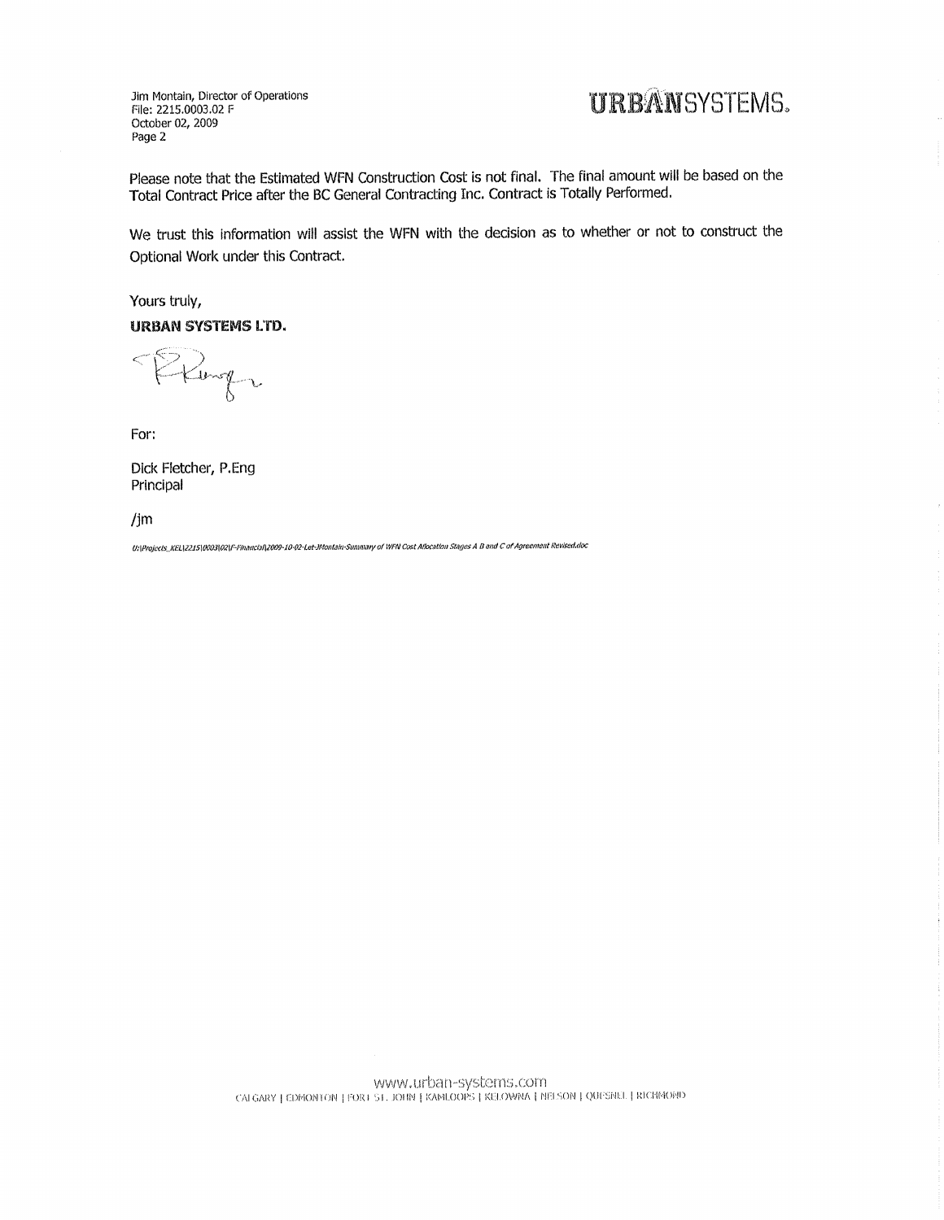Please note that the Estimated WFN Construction Cost is not final. The final amount will be based on the Total Contract Price after the BC General Contracting Inc. Contract is Totally Performed.

We trust this information will assist the WFN with the decision as to whether or not to construct the Optional Work under this Contract.

Yours truly,

**URBAN SYSTEMS LTD.**

For:

Dick Fletcher, P.Eng
Principal

/jm

*U:\Projects_KEL\2215\0003\02\F-Financial\2009-10-02-Let-JMontain-Summary of WFN Cost Allocation Stages A B and C of Agreement Revised.doc*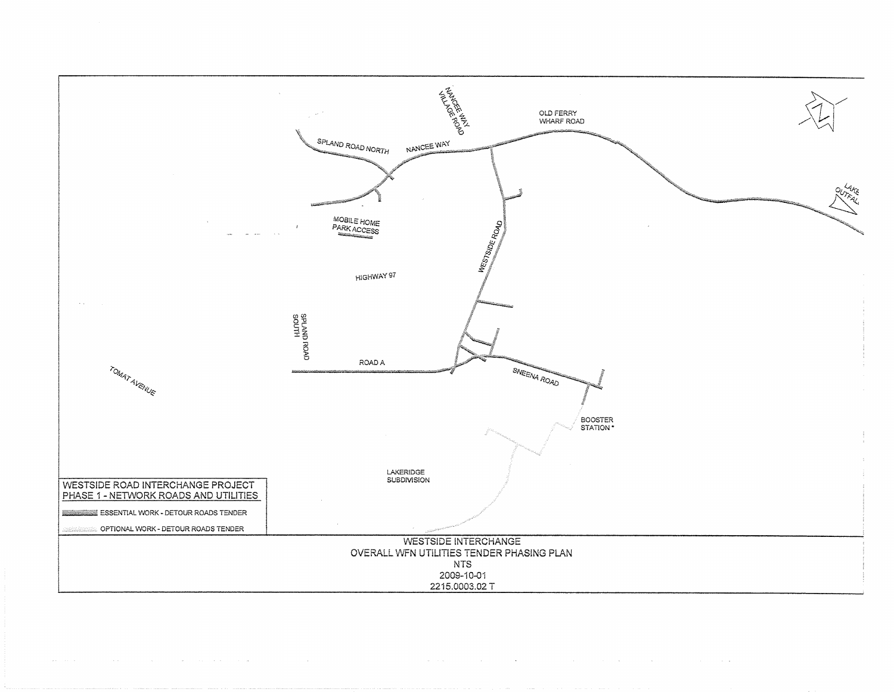NANCEE WAY VILLAGE ROAD

OLD FERRY WHARF ROAD

SPLAND ROAD NORTH

NANCEE WAY

LAKE OUTFALL

MOBILE HOME PARK ACCESS

WESTSIDE ROAD

HIGHWAY 97

SPLAND ROAD SOUTH

ROAD A

SNEENA ROAD

TOMAT AVENUE

BOOSTER STATION *

LAKERIDGE SUBDIVISION

WESTSIDE ROAD INTERCHANGE PROJECT
PHASE 1 - NETWORK ROADS AND UTILITIES

ESSENTIAL WORK - DETOUR ROADS TENDER

OPTIONAL WORK - DETOUR ROADS TENDER

WESTSIDE INTERCHANGE
OVERALL WFN UTILITIES TENDER PHASING PLAN
NTS
2009-10-01
2215.0003.02 T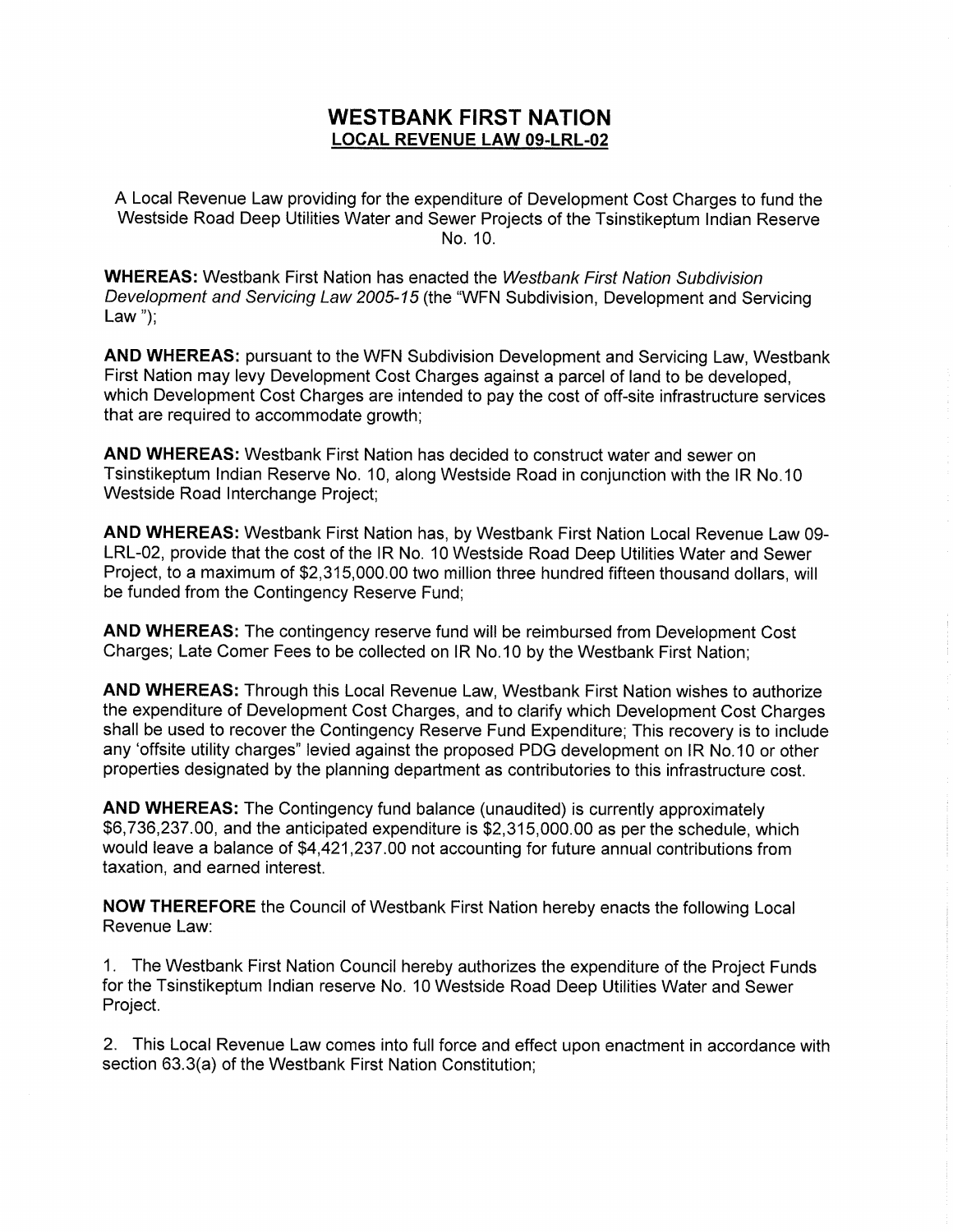# WESTBANK FIRST NATION

## LOCAL REVENUE LAW 09-LRL-02

A Local Revenue Law providing for the expenditure of Development Cost Charges to fund the Westside Road Deep Utilities Water and Sewer Projects of the Tsinstikeptum Indian Reserve No. 10.

**WHEREAS:** Westbank First Nation has enacted the *Westbank First Nation Subdivision Development and Servicing Law 2005-15* (the "WFN Subdivision, Development and Servicing Law ");

**AND WHEREAS:** pursuant to the WFN Subdivision Development and Servicing Law, Westbank First Nation may levy Development Cost Charges against a parcel of land to be developed, which Development Cost Charges are intended to pay the cost of off-site infrastructure services that are required to accommodate growth;

**AND WHEREAS:** Westbank First Nation has decided to construct water and sewer on Tsinstikeptum Indian Reserve No. 10, along Westside Road in conjunction with the IR No.10 Westside Road Interchange Project;

**AND WHEREAS:** Westbank First Nation has, by Westbank First Nation Local Revenue Law 09-LRL-02, provide that the cost of the IR No. 10 Westside Road Deep Utilities Water and Sewer Project, to a maximum of $2,315,000.00 two million three hundred fifteen thousand dollars, will be funded from the Contingency Reserve Fund;

**AND WHEREAS:** The contingency reserve fund will be reimbursed from Development Cost Charges; Late Comer Fees to be collected on IR No.10 by the Westbank First Nation;

**AND WHEREAS:** Through this Local Revenue Law, Westbank First Nation wishes to authorize the expenditure of Development Cost Charges, and to clarify which Development Cost Charges shall be used to recover the Contingency Reserve Fund Expenditure; This recovery is to include any 'offsite utility charges" levied against the proposed PDG development on IR No.10 or other properties designated by the planning department as contributories to this infrastructure cost.

**AND WHEREAS:** The Contingency fund balance (unaudited) is currently approximately $6,736,237.00, and the anticipated expenditure is $2,315,000.00 as per the schedule, which would leave a balance of $4,421,237.00 not accounting for future annual contributions from taxation, and earned interest.

**NOW THEREFORE** the Council of Westbank First Nation hereby enacts the following Local Revenue Law:

1. The Westbank First Nation Council hereby authorizes the expenditure of the Project Funds for the Tsinstikeptum Indian reserve No. 10 Westside Road Deep Utilities Water and Sewer Project.

2. This Local Revenue Law comes into full force and effect upon enactment in accordance with section 63.3(a) of the Westbank First Nation Constitution;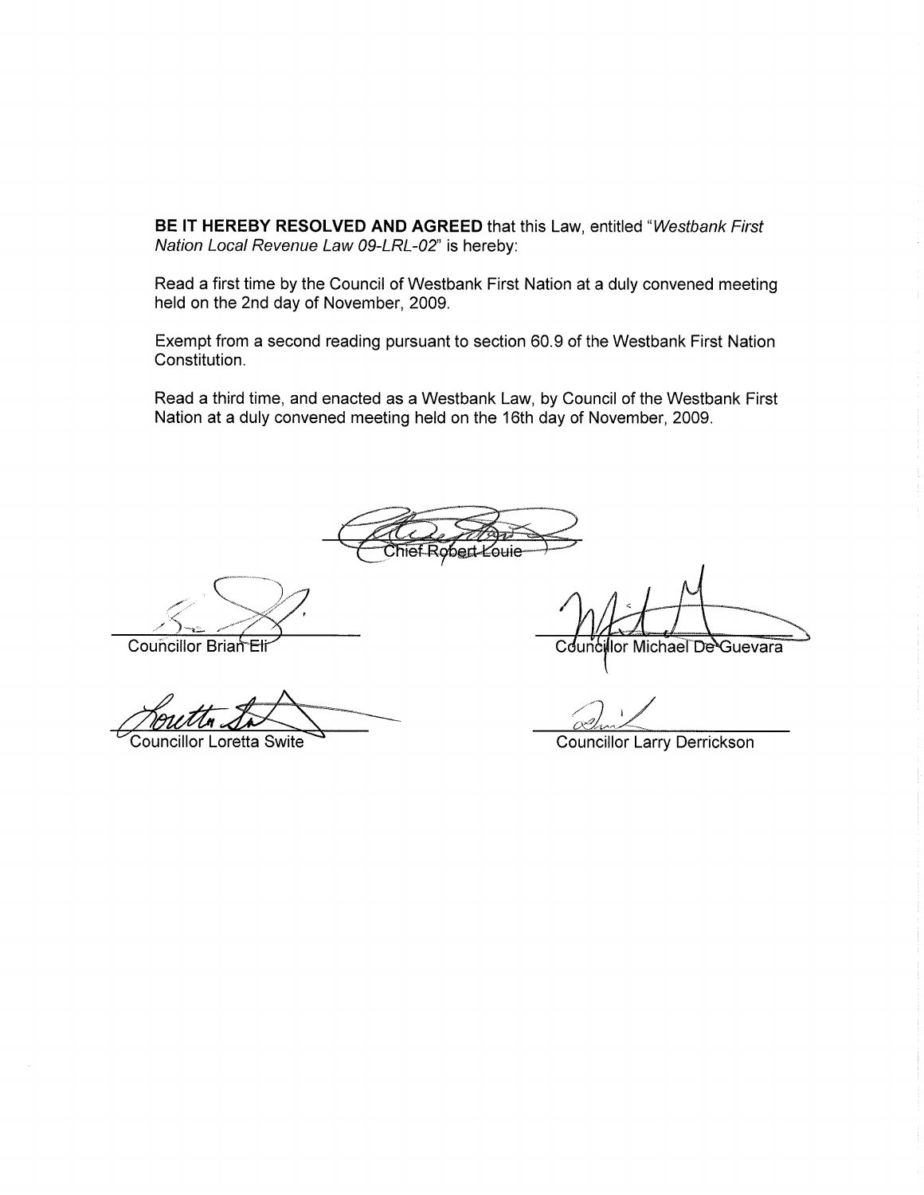**BE IT HEREBY RESOLVED AND AGREED** that this Law, entitled "*Westbank First Nation Local Revenue Law 09-LRL-02*" is hereby:

Read a first time by the Council of Westbank First Nation at a duly convened meeting held on the 2nd day of November, 2009.

Exempt from a second reading pursuant to section 60.9 of the Westbank First Nation Constitution.

Read a third time, and enacted as a Westbank Law, by Council of the Westbank First Nation at a duly convened meeting held on the 16th day of November, 2009.

Chief Robert Louie

Councillor Brian Eli

Councillor Michael De Guevara

Councillor Loretta Swite

Councillor Larry Derrickson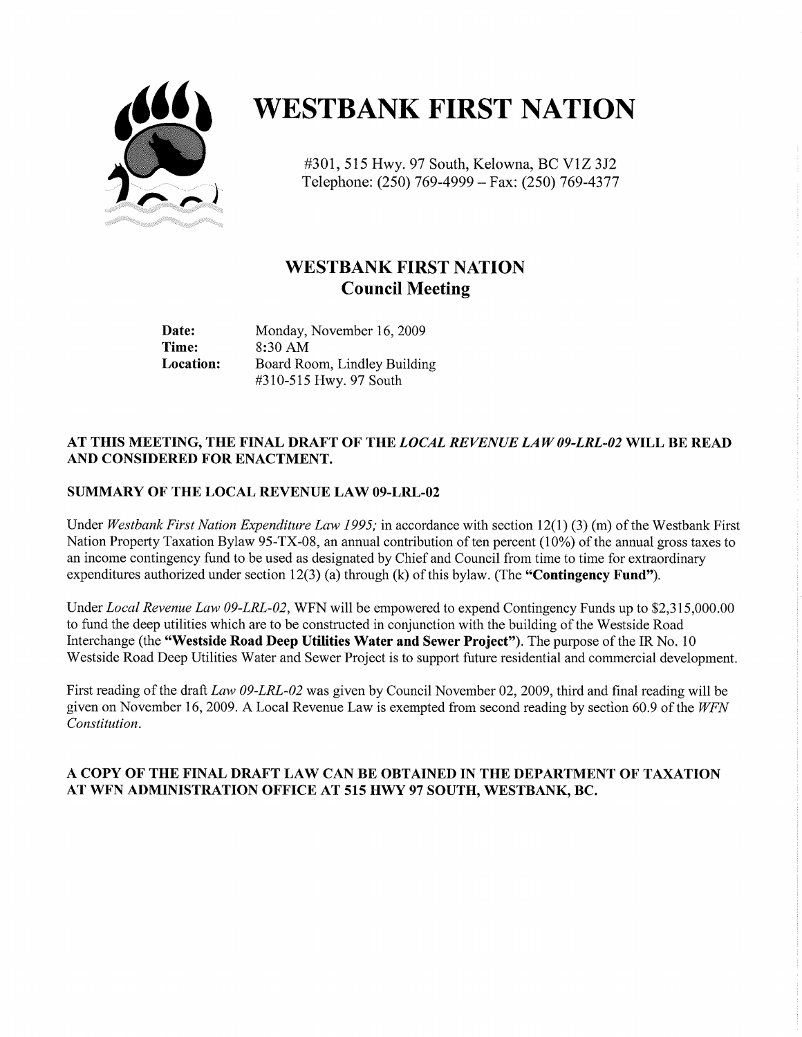# WESTBANK FIRST NATION

#301, 515 Hwy. 97 South, Kelowna, BC V1Z 3J2
Telephone: (250) 769-4999 – Fax: (250) 769-4377

## WESTBANK FIRST NATION
## Council Meeting

**Date:** Monday, November 16, 2009
**Time:** 8:30 AM
**Location:** Board Room, Lindley Building
#310-515 Hwy. 97 South

**AT THIS MEETING, THE FINAL DRAFT OF THE *LOCAL REVENUE LAW 09-LRL-02* WILL BE READ AND CONSIDERED FOR ENACTMENT.**

**SUMMARY OF THE LOCAL REVENUE LAW 09-LRL-02**

Under *Westbank First Nation Expenditure Law 1995;* in accordance with section 12(1) (3) (m) of the Westbank First Nation Property Taxation Bylaw 95-TX-08, an annual contribution of ten percent (10%) of the annual gross taxes to an income contingency fund to be used as designated by Chief and Council from time to time for extraordinary expenditures authorized under section 12(3) (a) through (k) of this bylaw. (The **"Contingency Fund"**).

Under *Local Revenue Law 09-LRL-02*, WFN will be empowered to expend Contingency Funds up to $2,315,000.00 to fund the deep utilities which are to be constructed in conjunction with the building of the Westside Road Interchange (the **"Westside Road Deep Utilities Water and Sewer Project")**. The purpose of the IR No. 10 Westside Road Deep Utilities Water and Sewer Project is to support future residential and commercial development.

First reading of the draft *Law 09-LRL-02* was given by Council November 02, 2009, third and final reading will be given on November 16, 2009. A Local Revenue Law is exempted from second reading by section 60.9 of the *WFN Constitution*.

**A COPY OF THE FINAL DRAFT LAW CAN BE OBTAINED IN THE DEPARTMENT OF TAXATION AT WFN ADMINISTRATION OFFICE AT 515 HWY 97 SOUTH, WESTBANK, BC.**